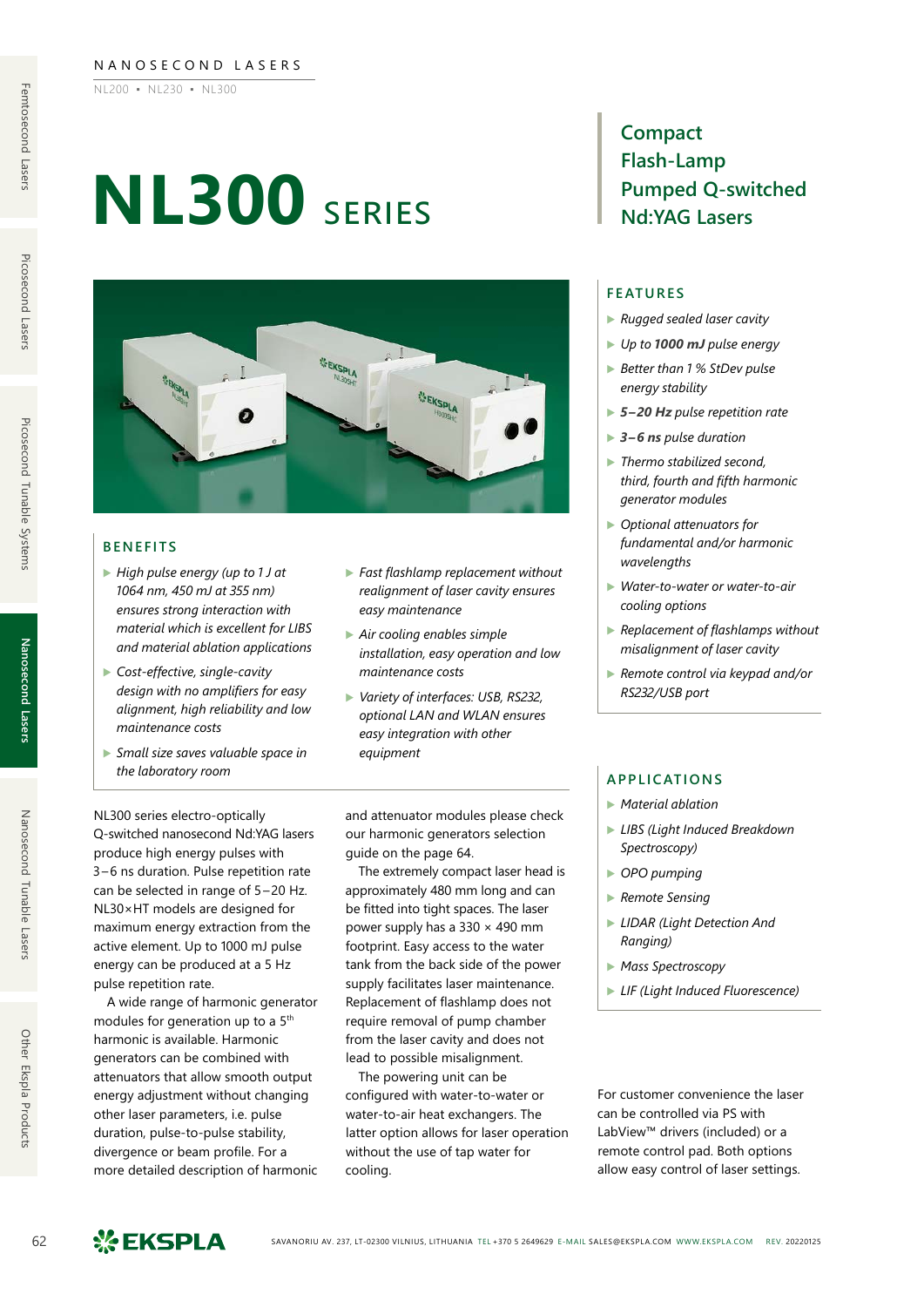NANOSECOND LASERS

NL200 ▪ NL230 ▪ NL300

# NL300 SERIES

## Compact Flash-Lamp Pumped Q-switched Nd:YAG Lasers

### BENEFITS

- *High pulse energy (up to 1 J at 1064 nm, 450 mJ at 355 nm) ensures strong interaction with material which is excellent for LIBS and material ablation applications*
- *Cost-effective, single-cavity design with no amplifiers for easy alignment, high reliability and low maintenance costs*
- *Small size saves valuable space in the laboratory room*
- *Fast flashlamp replacement without realignment of laser cavity ensures easy maintenance*
- *Air cooling enables simple installation, easy operation and low maintenance costs*
- *Variety of interfaces: USB, RS232, optional LAN and WLAN ensures easy integration with other equipment*

NL300 series electro-optically Q-switched nanosecond Nd:YAG lasers produce high energy pulses with 3–6 ns duration. Pulse repetition rate can be selected in range of 5–20 Hz. NL30×HT models are designed for maximum energy extraction from the active element. Up to 1000 mJ pulse energy can be produced at a 5 Hz pulse repetition rate.

A wide range of harmonic generator modules for generation up to a 5th harmonic is available. Harmonic generators can be combined with attenuators that allow smooth output energy adjustment without changing other laser parameters, i.e. pulse duration, pulse-to-pulse stability, divergence or beam profile. For a more detailed description of harmonic and attenuator modules please check our harmonic generators selection guide on the page 64.

The extremely compact laser head is approximately 480 mm long and can be fitted into tight spaces. The laser power supply has a 330 × 490 mm footprint. Easy access to the water tank from the back side of the power supply facilitates laser maintenance. Replacement of flashlamp does not require removal of pump chamber from the laser cavity and does not lead to possible misalignment.

The powering unit can be configured with water-to-water or water-to-air heat exchangers. The latter option allows for laser operation without the use of tap water for cooling.

### FEATURES

- *Rugged sealed laser cavity*
- *Up to **1000 mJ** pulse energy*
- *Better than 1 % StDev pulse energy stability*
- ***5–20 Hz** pulse repetition rate*
- ***3–6 ns** pulse duration*
- *Thermo stabilized second, third, fourth and fifth harmonic generator modules*
- *Optional attenuators for fundamental and/or harmonic wavelengths*
- *Water-to-water or water-to-air cooling options*
- *Replacement of flashlamps without misalignment of laser cavity*
- *Remote control via keypad and/or RS232/USB port*

### APPLICATIONS

- *Material ablation*
- *LIBS (Light Induced Breakdown Spectroscopy)*
- *OPO pumping*
- *Remote Sensing*
- *LIDAR (Light Detection And Ranging)*
- *Mass Spectroscopy*
- *LIF (Light Induced Fluorescence)*

For customer convenience the laser can be controlled via PS with LabView™ drivers (included) or a remote control pad. Both options allow easy control of laser settings.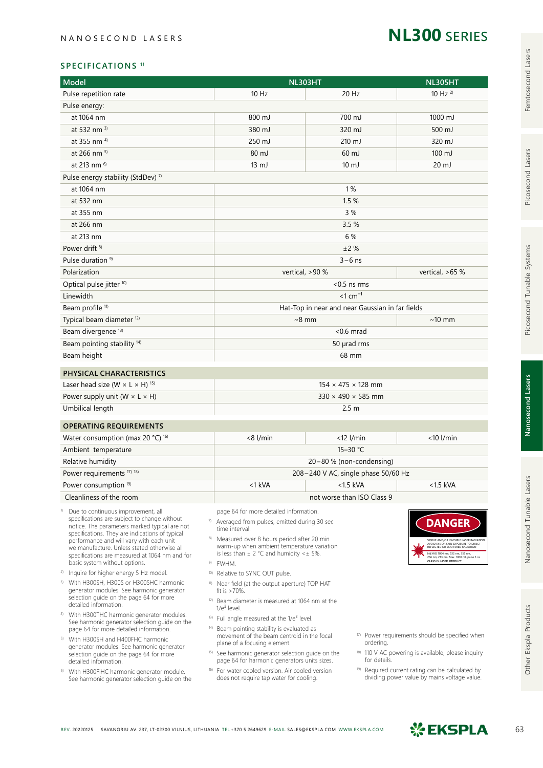NANOSECOND LASERS

# NL300 SERIES

## SPECIFICATIONS [1]

| Model | NL303HT | | NL305HT |
|---|---|---|---|
| Pulse repetition rate | 10 Hz | 20 Hz | 10 Hz [2] |
| Pulse energy: | | | |
| at 1064 nm | 800 mJ | 700 mJ | 1000 mJ |
| at 532 nm [3] | 380 mJ | 320 mJ | 500 mJ |
| at 355 nm [4] | 250 mJ | 210 mJ | 320 mJ |
| at 266 nm [5] | 80 mJ | 60 mJ | 100 mJ |
| at 213 nm [6] | 13 mJ | 10 mJ | 20 mJ |
| Pulse energy stability (StdDev) [7] | | | |
| at 1064 nm | 1 % | | |
| at 532 nm | 1.5 % | | |
| at 355 nm | 3 % | | |
| at 266 nm | 3.5 % | | |
| at 213 nm | 6 % | | |
| Power drift [8] | ±2 % | | |
| Pulse duration [9] | 3 – 6 ns | | |
| Polarization | vertical, >90 % | | vertical, >65 % |
| Optical pulse jitter [10] | <0.5 ns rms | | |
| Linewidth | <1 cm$^{-1}$ | | |
| Beam profile [11] | Hat-Top in near and near Gaussian in far fields | | |
| Typical beam diameter [12] | ~8 mm | | ~10 mm |
| Beam divergence [13] | <0.6 mrad | | |
| Beam pointing stability [14] | 50 µrad rms | | |
| Beam height | 68 mm | | |
| **PHYSICAL CHARACTERISTICS** | | | |
| Laser head size (W × L × H) [15] | 154 × 475 × 128 mm | | |
| Power supply unit (W × L × H) | 330 × 490 × 585 mm | | |
| Umbilical length | 2.5 m | | |
| **OPERATING REQUIREMENTS** | | | |
| Water consumption (max 20 °C) [16] | <8 l/min | <12 l/min | <10 l/min |
| Ambient temperature | 15–30 °C | | |
| Relative humidity | 20 – 80 % (non-condensing) | | |
| Power requirements [17] [18] | 208 – 240 V AC, single phase 50/60 Hz | | |
| Power consumption [19] | <1 kVA | <1.5 kVA | <1.5 kVA |
| Cleanliness of the room | not worse than ISO Class 9 | | |

1) Due to continuous improvement, all specifications are subject to change without notice. The parameters marked typical are not specifications. They are indications of typical performance and will vary with each unit we manufacture. Unless stated otherwise all specifications are measured at 1064 nm and for basic system without options.

2) Inquire for higher energy 5 Hz model.

3) With H300SH, H300S or H300SHC harmonic generator modules. See harmonic generator selection guide on the page 64 for more detailed information.

4) With H300THC harmonic generator modules. See harmonic generator selection guide on the page 64 for more detailed information.

5) With H300SH and H400FHC harmonic generator modules. See harmonic generator selection guide on the page 64 for more detailed information.

6) With H300FiHC harmonic generator module. See harmonic generator selection guide on the page 64 for more detailed information.

7) Averaged from pulses, emitted during 30 sec time interval.

8) Measured over 8 hours period after 20 min warm-up when ambient temperature variation is less than ± 2 °C and humidity < ± 5%.

9) FWHM.

10) Relative to SYNC OUT pulse.

11) Near field (at the output aperture) TOP HAT fit is >70%.

12) Beam diameter is measured at 1064 nm at the 1/e² level.

13) Full angle measured at the 1/e² level.

14) Beam pointing stability is evaluated as movement of the beam centroid in the focal plane of a focusing element.

15) See harmonic generator selection guide on the page 64 for harmonic generators units sizes.

16) For water cooled version. Air cooled version does not require tap water for cooling.

17) Power requirements should be specified when ordering.

18) 110 V AC powering is available, please inquiry for details.

19) Required current rating can be calculated by dividing power value by mains voltage value.

DANGER

VISIBLE AND/OR INVISIBLE LASER RADIATION AVOID EYE OR SKIN EXPOSURE TO DIRECT REFLECTED OR SCATTERED RADIATION

Nd:YAG 1064 nm, 532 nm, 355 nm, 266 nm, 213 nm. Max. 1000 mJ, pulse 3 ns

CLASS IV LASER PRODUCT

REV. 20220125 SAVANORIU AV. 237, LT-02300 VILNIUS, LITHUANIA TEL +370 5 2649629 E-MAIL SALES@EKSPLA.COM WWW.EKSPLA.COM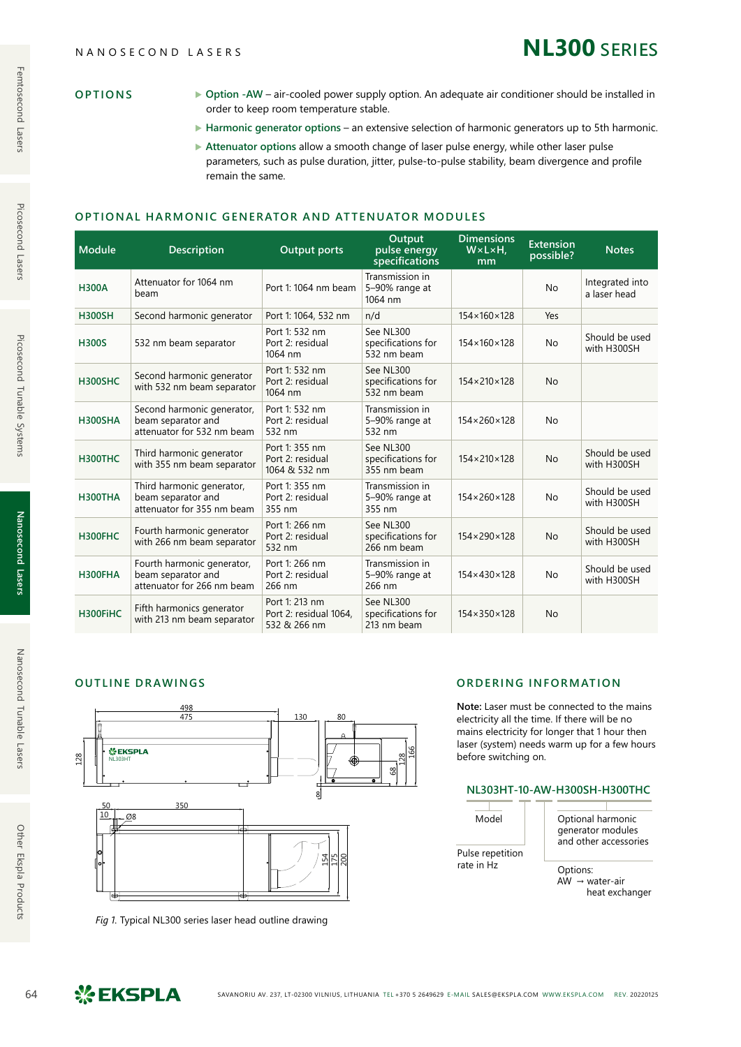## OPTIONS

- **Option -AW** – air-cooled power supply option. An adequate air conditioner should be installed in order to keep room temperature stable.
- **Harmonic generator options** – an extensive selection of harmonic generators up to 5th harmonic.
- **Attenuator options** allow a smooth change of laser pulse energy, while other laser pulse parameters, such as pulse duration, jitter, pulse-to-pulse stability, beam divergence and profile remain the same.

## OPTIONAL HARMONIC GENERATOR AND ATTENUATOR MODULES

| Module | Description | Output ports | Output pulse energy specifications | Dimensions W×L×H, mm | Extension possible? | Notes |
|---|---|---|---|---|---|---|
| **H300A** | Attenuator for 1064 nm beam | Port 1: 1064 nm beam | Transmission in 5–90% range at 1064 nm | | No | Integrated into a laser head |
| **H300SH** | Second harmonic generator | Port 1: 1064, 532 nm | n/d | 154×160×128 | Yes | |
| **H300S** | 532 nm beam separator | Port 1: 532 nm Port 2: residual 1064 nm | See NL300 specifications for 532 nm beam | 154×160×128 | No | Should be used with H300SH |
| **H300SHC** | Second harmonic generator with 532 nm beam separator | Port 1: 532 nm Port 2: residual 1064 nm | See NL300 specifications for 532 nm beam | 154×210×128 | No | |
| **H300SHA** | Second harmonic generator, beam separator and attenuator for 532 nm beam | Port 1: 532 nm Port 2: residual 532 nm | Transmission in 5–90% range at 532 nm | 154×260×128 | No | |
| **H300THC** | Third harmonic generator with 355 nm beam separator | Port 1: 355 nm Port 2: residual 1064 & 532 nm | See NL300 specifications for 355 nm beam | 154×210×128 | No | Should be used with H300SH |
| **H300THA** | Third harmonic generator, beam separator and attenuator for 355 nm beam | Port 1: 355 nm Port 2: residual 355 nm | Transmission in 5–90% range at 355 nm | 154×260×128 | No | Should be used with H300SH |
| **H300FHC** | Fourth harmonic generator with 266 nm beam separator | Port 1: 266 nm Port 2: residual 532 nm | See NL300 specifications for 266 nm beam | 154×290×128 | No | Should be used with H300SH |
| **H300FHA** | Fourth harmonic generator, beam separator and attenuator for 266 nm beam | Port 1: 266 nm Port 2: residual 266 nm | Transmission in 5–90% range at 266 nm | 154×430×128 | No | Should be used with H300SH |
| **H300FiHC** | Fifth harmonics generator with 213 nm beam separator | Port 1: 213 nm Port 2: residual 1064, 532 & 266 nm | See NL300 specifications for 213 nm beam | 154×350×128 | No | |

## OUTLINE DRAWINGS

*Fig 1.* Typical NL300 series laser head outline drawing

## ORDERING INFORMATION

**Note:** Laser must be connected to the mains electricity all the time. If there will be no mains electricity for longer that 1 hour then laser (system) needs warm up for a few hours before switching on.

**NL303HT-10-AW-H300SH-H300THC**

- Model
- Pulse repetition rate in Hz
- Optional harmonic generator modules and other accessories
- Options: AW → water-air heat exchanger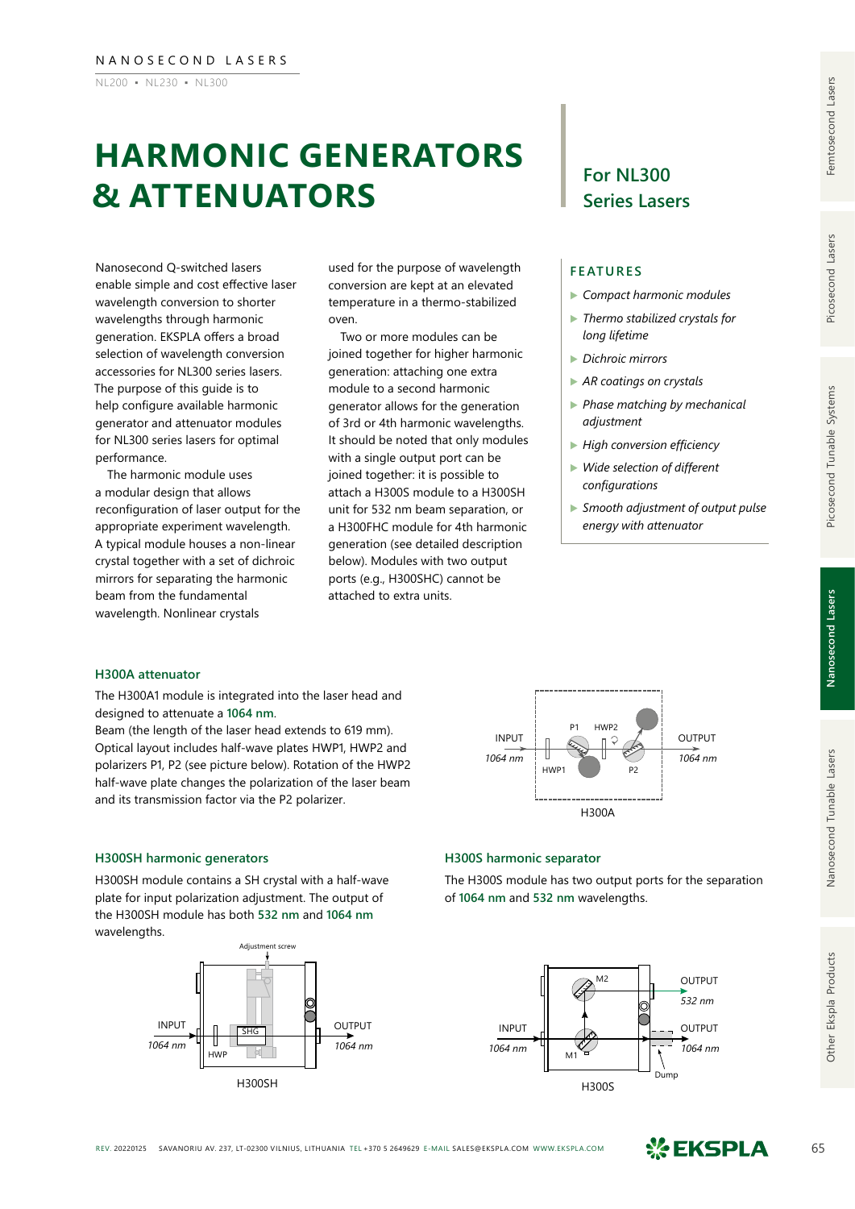# HARMONIC GENERATORS & ATTENUATORS

## For NL300 Series Lasers

Nanosecond Q-switched lasers enable simple and cost effective laser wavelength conversion to shorter wavelengths through harmonic generation. EKSPLA offers a broad selection of wavelength conversion accessories for NL300 series lasers. The purpose of this guide is to help configure available harmonic generator and attenuator modules for NL300 series lasers for optimal performance.

The harmonic module uses a modular design that allows reconfiguration of laser output for the appropriate experiment wavelength. A typical module houses a non-linear crystal together with a set of dichroic mirrors for separating the harmonic beam from the fundamental wavelength. Nonlinear crystals used for the purpose of wavelength conversion are kept at an elevated temperature in a thermo-stabilized oven.

Two or more modules can be joined together for higher harmonic generation: attaching one extra module to a second harmonic generator allows for the generation of 3rd or 4th harmonic wavelengths. It should be noted that only modules with a single output port can be joined together: it is possible to attach a H300S module to a H300SH unit for 532 nm beam separation, or a H300FHC module for 4th harmonic generation (see detailed description below). Modules with two output ports (e.g., H300SHC) cannot be attached to extra units.

### FEATURES

- *Compact harmonic modules*
- *Thermo stabilized crystals for long lifetime*
- *Dichroic mirrors*
- *AR coatings on crystals*
- *Phase matching by mechanical adjustment*
- *High conversion efficiency*
- *Wide selection of different configurations*
- *Smooth adjustment of output pulse energy with attenuator*

### H300A attenuator

The H300A1 module is integrated into the laser head and designed to attenuate a **1064 nm**.
Beam (the length of the laser head extends to 619 mm). Optical layout includes half-wave plates HWP1, HWP2 and polarizers P1, P2 (see picture below). Rotation of the HWP2 half-wave plate changes the polarization of the laser beam and its transmission factor via the P2 polarizer.

INPUT *1064 nm* — HWP1 — P1 — HWP2 — P2 — OUTPUT *1064 nm*

H300A

### H300SH harmonic generators

H300SH module contains a SH crystal with a half-wave plate for input polarization adjustment. The output of the H300SH module has both **532 nm** and **1064 nm** wavelengths.

Adjustment screw

INPUT *1064 nm* — HWP — SHG — OUTPUT *1064 nm*

H300SH

### H300S harmonic separator

The H300S module has two output ports for the separation of **1064 nm** and **532 nm** wavelengths.

INPUT *1064 nm* — M1 — M2 — OUTPUT *532 nm*; OUTPUT *1064 nm*; Dump

H300S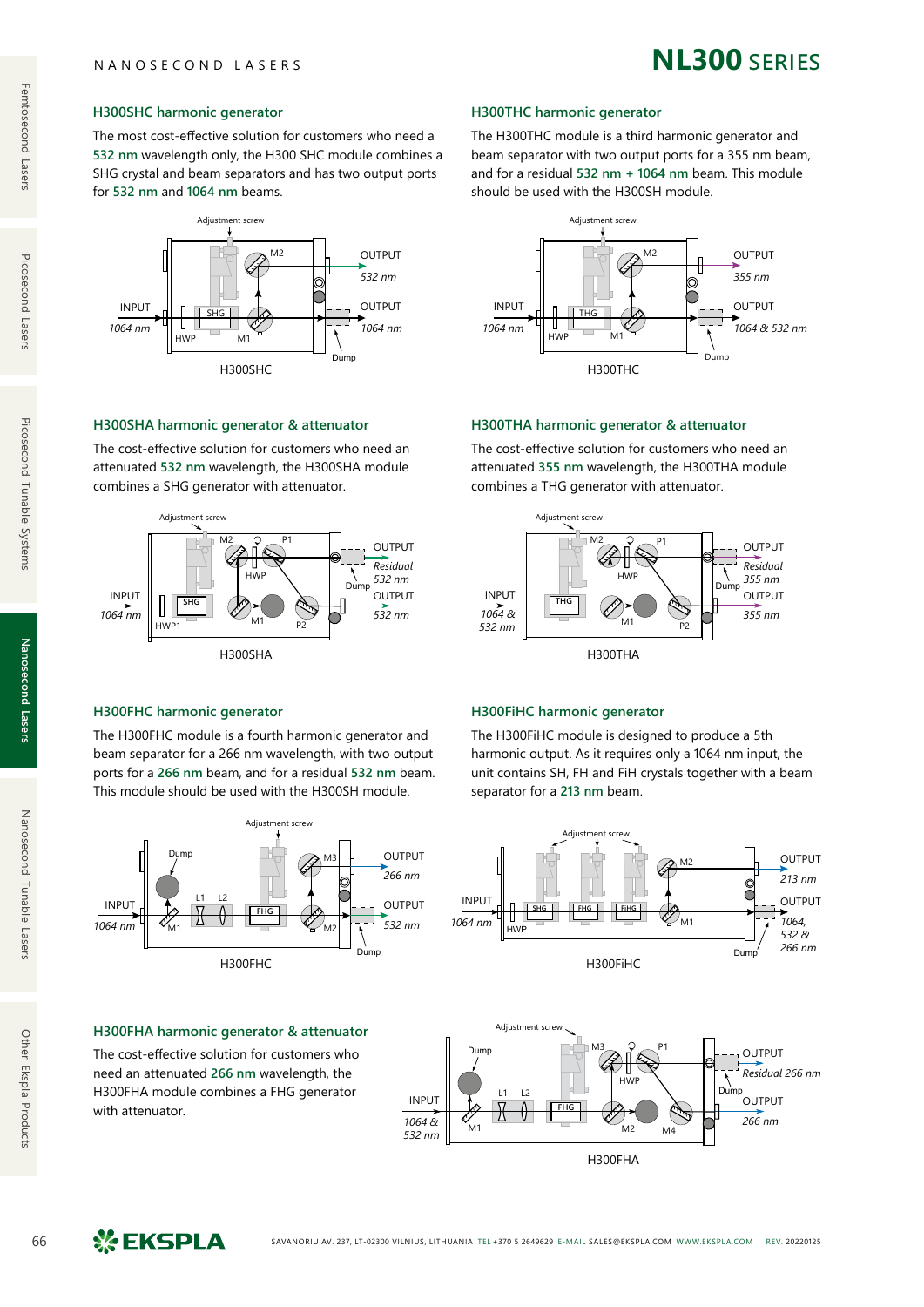## H300SHC harmonic generator

The most cost-effective solution for customers who need a 532 nm wavelength only, the H300 SHC module combines a SHG crystal and beam separators and has two output ports for 532 nm and 1064 nm beams.

Adjustment screw
M2
OUTPUT
532 nm
INPUT
1064 nm
SHG
HWP
M1
OUTPUT
1064 nm
Dump
H300SHC

## H300THC harmonic generator

The H300THC module is a third harmonic generator and beam separator with two output ports for a 355 nm beam, and for a residual 532 nm + 1064 nm beam. This module should be used with the H300SH module.

Adjustment screw
M2
OUTPUT
355 nm
INPUT
1064 nm
THG
HWP
M1
OUTPUT
1064 & 532 nm
Dump
H300THC

## H300SHA harmonic generator & attenuator

The cost-effective solution for customers who need an attenuated 532 nm wavelength, the H300SHA module combines a SHG generator with attenuator.

Adjustment screw
M2
P1
HWP
OUTPUT
Residual
532 nm
Dump
INPUT
1064 nm
SHG
HWP1
M1
P2
OUTPUT
532 nm
H300SHA

## H300THA harmonic generator & attenuator

The cost-effective solution for customers who need an attenuated 355 nm wavelength, the H300THA module combines a THG generator with attenuator.

Adjustment screw
M2
P1
HWP
OUTPUT
Residual
355 nm
Dump
INPUT
1064 &
532 nm
THG
M1
P2
OUTPUT
355 nm
H300THA

## H300FHC harmonic generator

The H300FHC module is a fourth harmonic generator and beam separator for a 266 nm wavelength, with two output ports for a 266 nm beam, and for a residual 532 nm beam. This module should be used with the H300SH module.

Adjustment screw
Dump
M3
OUTPUT
266 nm
INPUT
1064 nm
L1
L2
FHG
M1
M2
OUTPUT
532 nm
Dump
H300FHC

## H300FiHC harmonic generator

The H300FiHC module is designed to produce a 5th harmonic output. As it requires only a 1064 nm input, the unit contains SH, FH and FiH crystals together with a beam separator for a 213 nm beam.

Adjustment screw
M2
OUTPUT
213 nm
INPUT
1064 nm
SHG
FHG
FiHG
HWP
M1
OUTPUT
1064,
532 &
266 nm
Dump
H300FiHC

## H300FHA harmonic generator & attenuator

The cost-effective solution for customers who need an attenuated 266 nm wavelength, the H300FHA module combines a FHG generator with attenuator.

Adjustment screw
Dump
M3
P1
HWP
OUTPUT
Residual 266 nm
Dump
INPUT
1064 &
532 nm
L1
L2
FHG
M1
M2
M4
OUTPUT
266 nm
H300FHA